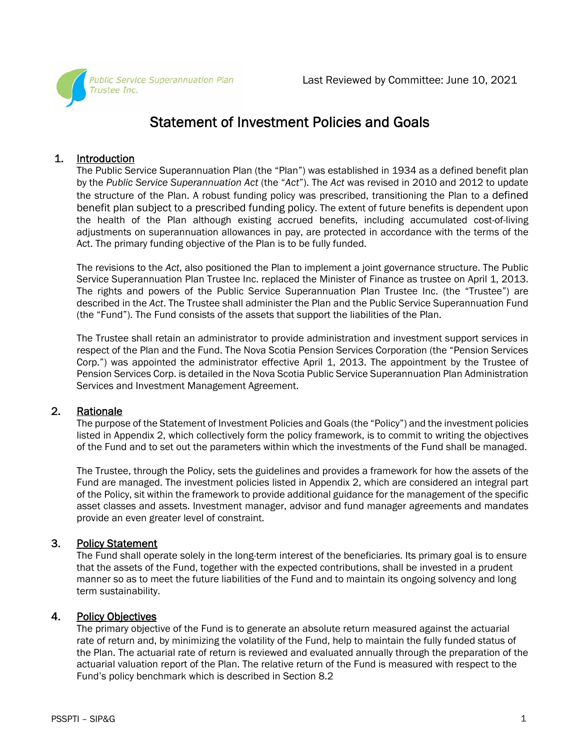Public Service Superannuation Plan Trustee Inc.

Last Reviewed by Committee: June 10, 2021

# Statement of Investment Policies and Goals

## 1. Introduction

The Public Service Superannuation Plan (the "Plan") was established in 1934 as a defined benefit plan by the *Public Service Superannuation Act* (the "*Act*"). The *Act* was revised in 2010 and 2012 to update the structure of the Plan. A robust funding policy was prescribed, transitioning the Plan to a defined benefit plan subject to a prescribed funding policy. The extent of future benefits is dependent upon the health of the Plan although existing accrued benefits, including accumulated cost-of-living adjustments on superannuation allowances in pay, are protected in accordance with the terms of the Act. The primary funding objective of the Plan is to be fully funded.

The revisions to the *Act*, also positioned the Plan to implement a joint governance structure. The Public Service Superannuation Plan Trustee Inc. replaced the Minister of Finance as trustee on April 1, 2013. The rights and powers of the Public Service Superannuation Plan Trustee Inc. (the "Trustee") are described in the *Act*. The Trustee shall administer the Plan and the Public Service Superannuation Fund (the "Fund"). The Fund consists of the assets that support the liabilities of the Plan.

The Trustee shall retain an administrator to provide administration and investment support services in respect of the Plan and the Fund. The Nova Scotia Pension Services Corporation (the "Pension Services Corp.") was appointed the administrator effective April 1, 2013. The appointment by the Trustee of Pension Services Corp. is detailed in the Nova Scotia Public Service Superannuation Plan Administration Services and Investment Management Agreement.

## 2. Rationale

The purpose of the Statement of Investment Policies and Goals (the "Policy") and the investment policies listed in Appendix 2, which collectively form the policy framework, is to commit to writing the objectives of the Fund and to set out the parameters within which the investments of the Fund shall be managed.

The Trustee, through the Policy, sets the guidelines and provides a framework for how the assets of the Fund are managed. The investment policies listed in Appendix 2, which are considered an integral part of the Policy, sit within the framework to provide additional guidance for the management of the specific asset classes and assets. Investment manager, advisor and fund manager agreements and mandates provide an even greater level of constraint.

## 3. Policy Statement

The Fund shall operate solely in the long-term interest of the beneficiaries. Its primary goal is to ensure that the assets of the Fund, together with the expected contributions, shall be invested in a prudent manner so as to meet the future liabilities of the Fund and to maintain its ongoing solvency and long term sustainability.

## 4. Policy Objectives

The primary objective of the Fund is to generate an absolute return measured against the actuarial rate of return and, by minimizing the volatility of the Fund, help to maintain the fully funded status of the Plan. The actuarial rate of return is reviewed and evaluated annually through the preparation of the actuarial valuation report of the Plan. The relative return of the Fund is measured with respect to the Fund's policy benchmark which is described in Section 8.2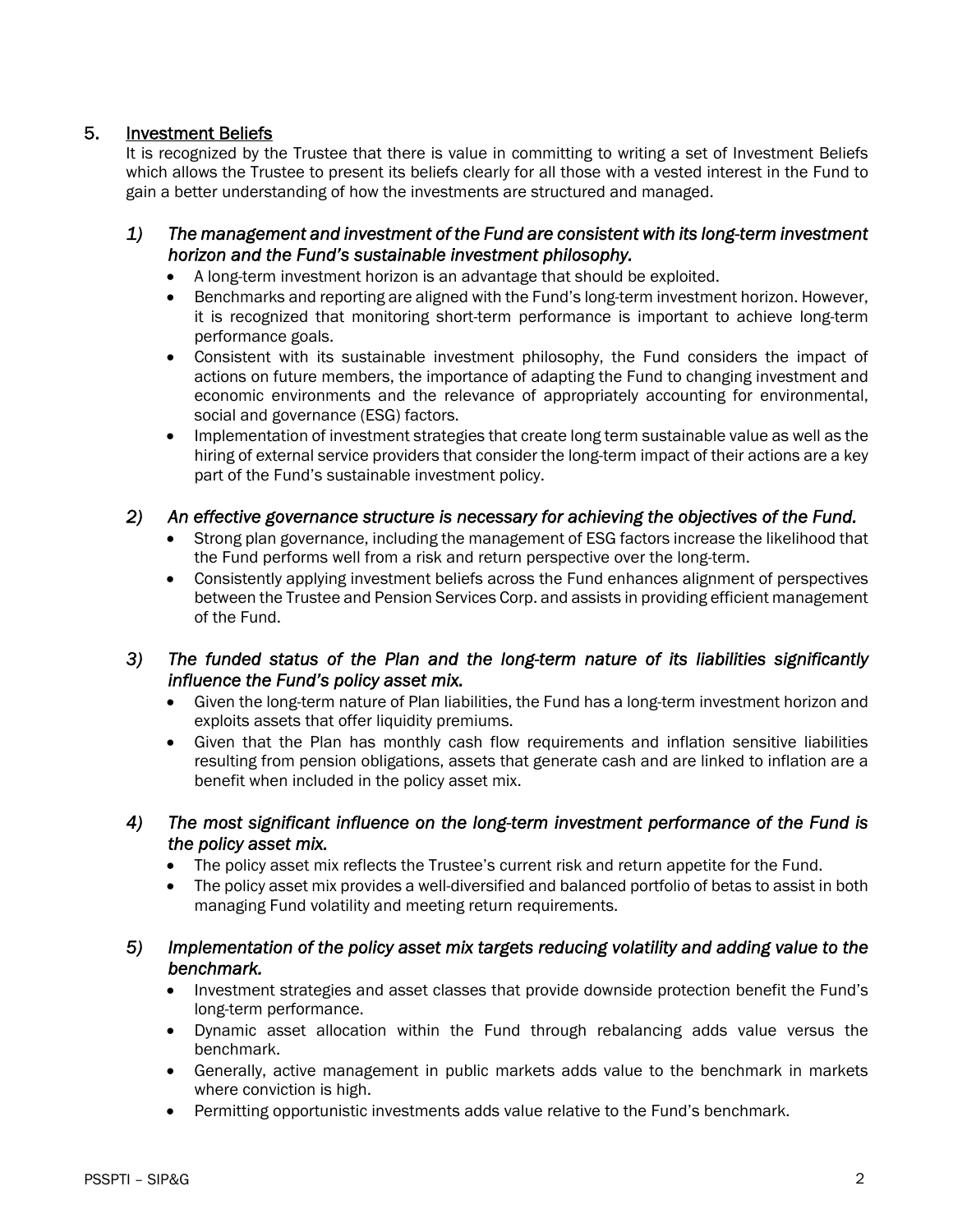## 5. Investment Beliefs

It is recognized by the Trustee that there is value in committing to writing a set of Investment Beliefs which allows the Trustee to present its beliefs clearly for all those with a vested interest in the Fund to gain a better understanding of how the investments are structured and managed.

### *1) The management and investment of the Fund are consistent with its long-term investment horizon and the Fund's sustainable investment philosophy.*

- A long-term investment horizon is an advantage that should be exploited.
- Benchmarks and reporting are aligned with the Fund's long-term investment horizon. However, it is recognized that monitoring short-term performance is important to achieve long-term performance goals.
- Consistent with its sustainable investment philosophy, the Fund considers the impact of actions on future members, the importance of adapting the Fund to changing investment and economic environments and the relevance of appropriately accounting for environmental, social and governance (ESG) factors.
- Implementation of investment strategies that create long term sustainable value as well as the hiring of external service providers that consider the long-term impact of their actions are a key part of the Fund's sustainable investment policy.

### *2) An effective governance structure is necessary for achieving the objectives of the Fund.*

- Strong plan governance, including the management of ESG factors increase the likelihood that the Fund performs well from a risk and return perspective over the long-term.
- Consistently applying investment beliefs across the Fund enhances alignment of perspectives between the Trustee and Pension Services Corp. and assists in providing efficient management of the Fund.

### *3) The funded status of the Plan and the long-term nature of its liabilities significantly influence the Fund's policy asset mix.*

- Given the long-term nature of Plan liabilities, the Fund has a long-term investment horizon and exploits assets that offer liquidity premiums.
- Given that the Plan has monthly cash flow requirements and inflation sensitive liabilities resulting from pension obligations, assets that generate cash and are linked to inflation are a benefit when included in the policy asset mix.

### *4) The most significant influence on the long-term investment performance of the Fund is the policy asset mix.*

- The policy asset mix reflects the Trustee's current risk and return appetite for the Fund.
- The policy asset mix provides a well-diversified and balanced portfolio of betas to assist in both managing Fund volatility and meeting return requirements.

### *5) Implementation of the policy asset mix targets reducing volatility and adding value to the benchmark.*

- Investment strategies and asset classes that provide downside protection benefit the Fund's long-term performance.
- Dynamic asset allocation within the Fund through rebalancing adds value versus the benchmark.
- Generally, active management in public markets adds value to the benchmark in markets where conviction is high.
- Permitting opportunistic investments adds value relative to the Fund's benchmark.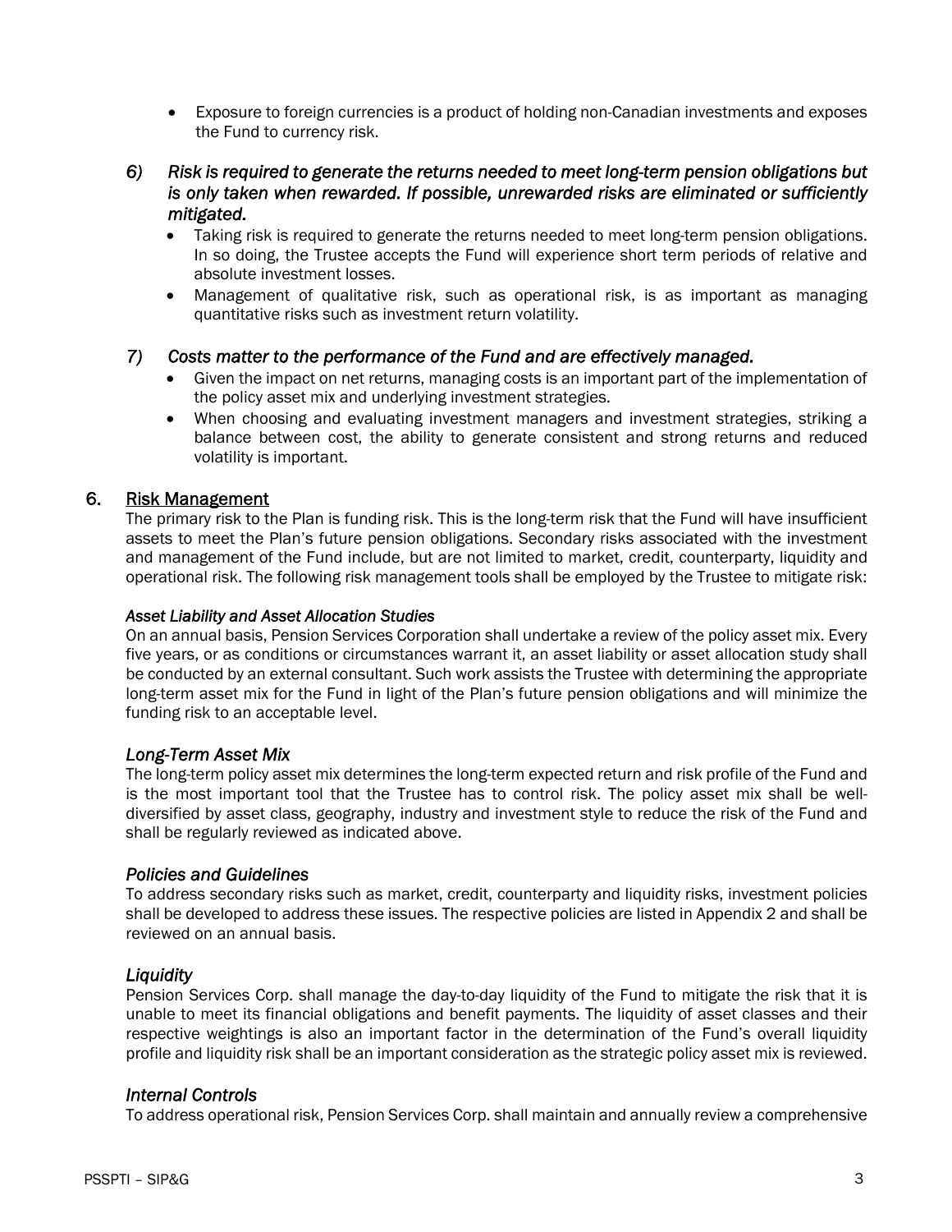- Exposure to foreign currencies is a product of holding non-Canadian investments and exposes the Fund to currency risk.

*6) Risk is required to generate the returns needed to meet long-term pension obligations but is only taken when rewarded. If possible, unrewarded risks are eliminated or sufficiently mitigated.*

- Taking risk is required to generate the returns needed to meet long-term pension obligations. In so doing, the Trustee accepts the Fund will experience short term periods of relative and absolute investment losses.
- Management of qualitative risk, such as operational risk, is as important as managing quantitative risks such as investment return volatility.

*7) Costs matter to the performance of the Fund and are effectively managed.*

- Given the impact on net returns, managing costs is an important part of the implementation of the policy asset mix and underlying investment strategies.
- When choosing and evaluating investment managers and investment strategies, striking a balance between cost, the ability to generate consistent and strong returns and reduced volatility is important.

## 6. Risk Management

The primary risk to the Plan is funding risk. This is the long-term risk that the Fund will have insufficient assets to meet the Plan's future pension obligations. Secondary risks associated with the investment and management of the Fund include, but are not limited to market, credit, counterparty, liquidity and operational risk. The following risk management tools shall be employed by the Trustee to mitigate risk:

***Asset Liability and Asset Allocation Studies***

On an annual basis, Pension Services Corporation shall undertake a review of the policy asset mix. Every five years, or as conditions or circumstances warrant it, an asset liability or asset allocation study shall be conducted by an external consultant. Such work assists the Trustee with determining the appropriate long-term asset mix for the Fund in light of the Plan's future pension obligations and will minimize the funding risk to an acceptable level.

*Long-Term Asset Mix*

The long-term policy asset mix determines the long-term expected return and risk profile of the Fund and is the most important tool that the Trustee has to control risk. The policy asset mix shall be well-diversified by asset class, geography, industry and investment style to reduce the risk of the Fund and shall be regularly reviewed as indicated above.

*Policies and Guidelines*

To address secondary risks such as market, credit, counterparty and liquidity risks, investment policies shall be developed to address these issues. The respective policies are listed in Appendix 2 and shall be reviewed on an annual basis.

*Liquidity*

Pension Services Corp. shall manage the day-to-day liquidity of the Fund to mitigate the risk that it is unable to meet its financial obligations and benefit payments. The liquidity of asset classes and their respective weightings is also an important factor in the determination of the Fund's overall liquidity profile and liquidity risk shall be an important consideration as the strategic policy asset mix is reviewed.

*Internal Controls*

To address operational risk, Pension Services Corp. shall maintain and annually review a comprehensive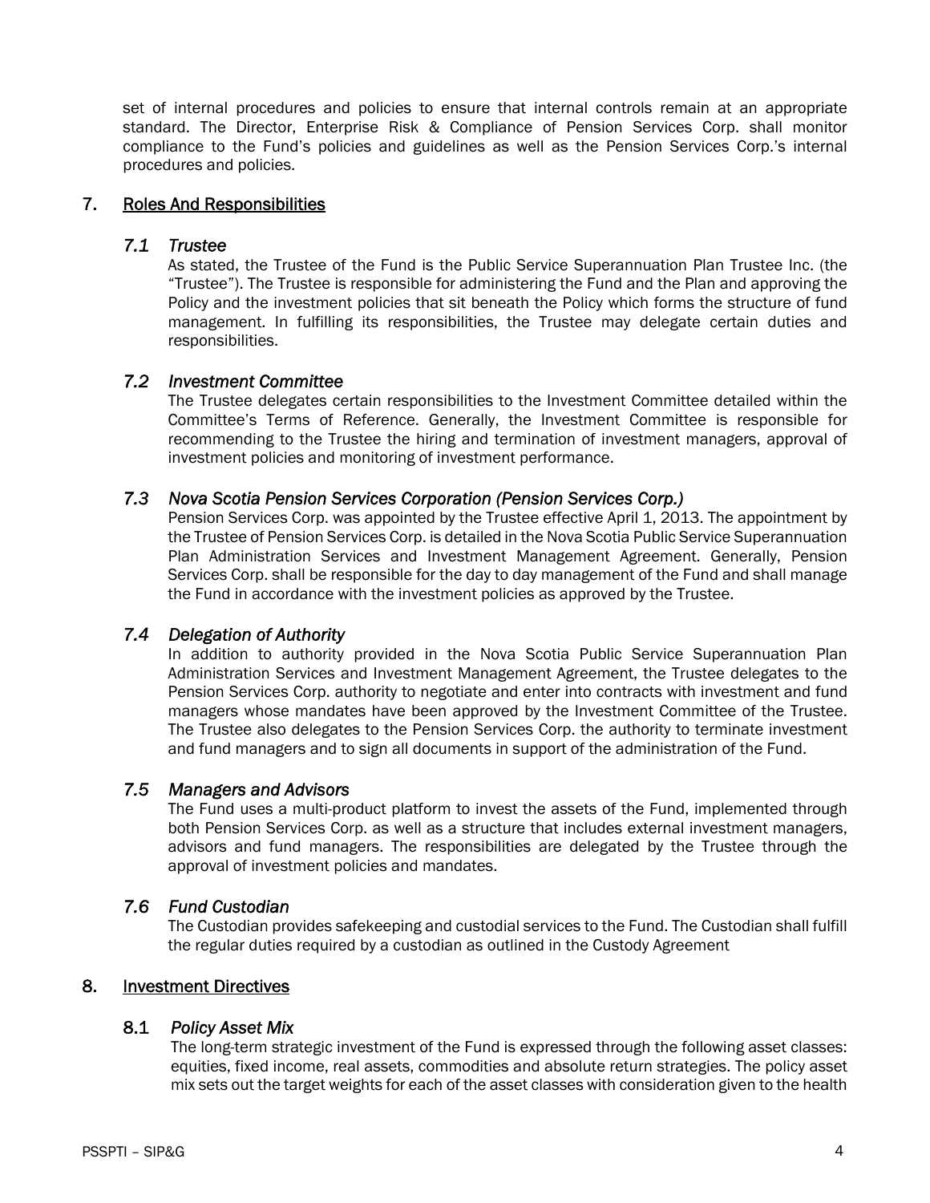set of internal procedures and policies to ensure that internal controls remain at an appropriate standard. The Director, Enterprise Risk & Compliance of Pension Services Corp. shall monitor compliance to the Fund's policies and guidelines as well as the Pension Services Corp.'s internal procedures and policies.

## 7. Roles And Responsibilities

### *7.1 Trustee*

As stated, the Trustee of the Fund is the Public Service Superannuation Plan Trustee Inc. (the "Trustee"). The Trustee is responsible for administering the Fund and the Plan and approving the Policy and the investment policies that sit beneath the Policy which forms the structure of fund management. In fulfilling its responsibilities, the Trustee may delegate certain duties and responsibilities.

### *7.2 Investment Committee*

The Trustee delegates certain responsibilities to the Investment Committee detailed within the Committee's Terms of Reference. Generally, the Investment Committee is responsible for recommending to the Trustee the hiring and termination of investment managers, approval of investment policies and monitoring of investment performance.

### *7.3 Nova Scotia Pension Services Corporation (Pension Services Corp.)*

Pension Services Corp. was appointed by the Trustee effective April 1, 2013. The appointment by the Trustee of Pension Services Corp. is detailed in the Nova Scotia Public Service Superannuation Plan Administration Services and Investment Management Agreement. Generally, Pension Services Corp. shall be responsible for the day to day management of the Fund and shall manage the Fund in accordance with the investment policies as approved by the Trustee.

### *7.4 Delegation of Authority*

In addition to authority provided in the Nova Scotia Public Service Superannuation Plan Administration Services and Investment Management Agreement, the Trustee delegates to the Pension Services Corp. authority to negotiate and enter into contracts with investment and fund managers whose mandates have been approved by the Investment Committee of the Trustee. The Trustee also delegates to the Pension Services Corp. the authority to terminate investment and fund managers and to sign all documents in support of the administration of the Fund.

### *7.5 Managers and Advisors*

The Fund uses a multi-product platform to invest the assets of the Fund, implemented through both Pension Services Corp. as well as a structure that includes external investment managers, advisors and fund managers. The responsibilities are delegated by the Trustee through the approval of investment policies and mandates.

### *7.6 Fund Custodian*

The Custodian provides safekeeping and custodial services to the Fund. The Custodian shall fulfill the regular duties required by a custodian as outlined in the Custody Agreement

## 8. Investment Directives

### 8.1 *Policy Asset Mix*

The long-term strategic investment of the Fund is expressed through the following asset classes: equities, fixed income, real assets, commodities and absolute return strategies. The policy asset mix sets out the target weights for each of the asset classes with consideration given to the health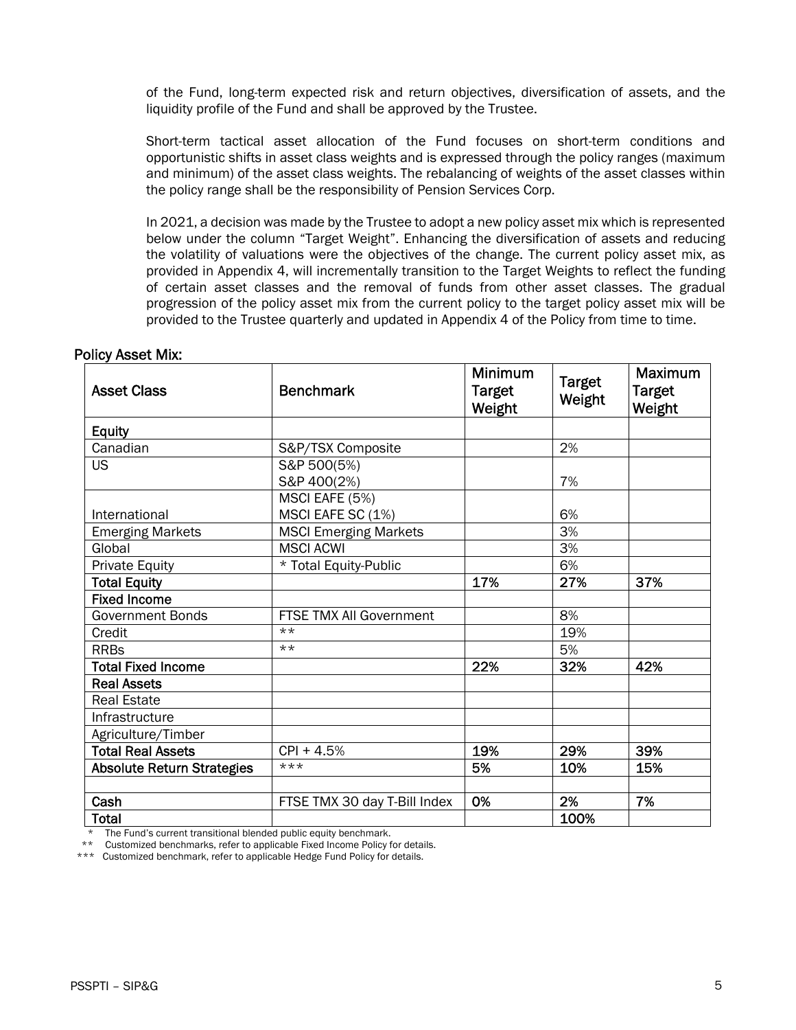of the Fund, long-term expected risk and return objectives, diversification of assets, and the liquidity profile of the Fund and shall be approved by the Trustee.

Short-term tactical asset allocation of the Fund focuses on short-term conditions and opportunistic shifts in asset class weights and is expressed through the policy ranges (maximum and minimum) of the asset class weights. The rebalancing of weights of the asset classes within the policy range shall be the responsibility of Pension Services Corp.

In 2021, a decision was made by the Trustee to adopt a new policy asset mix which is represented below under the column "Target Weight". Enhancing the diversification of assets and reducing the volatility of valuations were the objectives of the change. The current policy asset mix, as provided in Appendix 4, will incrementally transition to the Target Weights to reflect the funding of certain asset classes and the removal of funds from other asset classes. The gradual progression of the policy asset mix from the current policy to the target policy asset mix will be provided to the Trustee quarterly and updated in Appendix 4 of the Policy from time to time.

**Policy Asset Mix:**

| Asset Class | Benchmark | Minimum Target Weight | Target Weight | Maximum Target Weight |
|---|---|---|---|---|
| **Equity** | | | | |
| Canadian | S&P/TSX Composite | | 2% | |
| US | S&P 500(5%)<br>S&P 400(2%) | | 7% | |
| International | MSCI EAFE (5%)<br>MSCI EAFE SC (1%) | | 6% | |
| Emerging Markets | MSCI Emerging Markets | | 3% | |
| Global | MSCI ACWI | | 3% | |
| Private Equity | * Total Equity-Public | | 6% | |
| **Total Equity** | | **17%** | **27%** | **37%** |
| **Fixed Income** | | | | |
| Government Bonds | FTSE TMX All Government | | 8% | |
| Credit | ** | | 19% | |
| RRBs | ** | | 5% | |
| **Total Fixed Income** | | **22%** | **32%** | **42%** |
| **Real Assets** | | | | |
| Real Estate | | | | |
| Infrastructure | | | | |
| Agriculture/Timber | | | | |
| **Total Real Assets** | CPI + 4.5% | **19%** | **29%** | **39%** |
| **Absolute Return Strategies** | *** | **5%** | **10%** | **15%** |
| | | | | |
| **Cash** | FTSE TMX 30 day T-Bill Index | **0%** | **2%** | **7%** |
| **Total** | | | **100%** | |

\* The Fund's current transitional blended public equity benchmark.

** Customized benchmarks, refer to applicable Fixed Income Policy for details.

*** Customized benchmark, refer to applicable Hedge Fund Policy for details.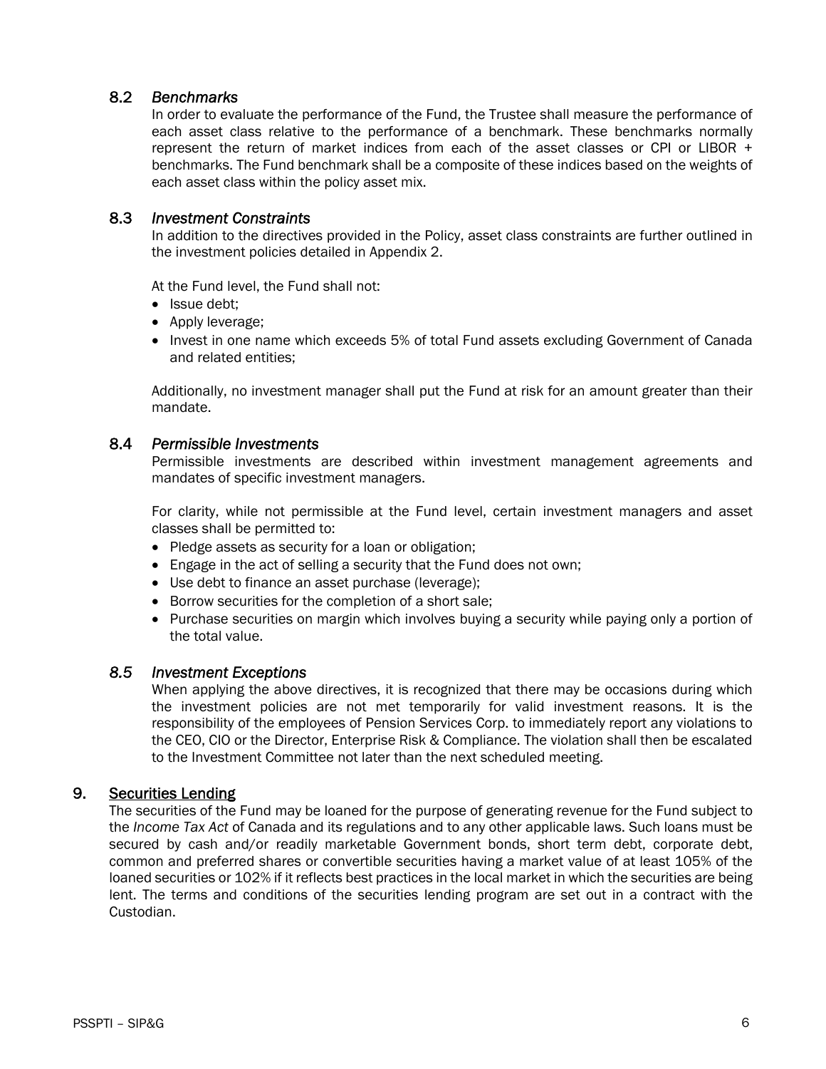### 8.2 *Benchmarks*

In order to evaluate the performance of the Fund, the Trustee shall measure the performance of each asset class relative to the performance of a benchmark. These benchmarks normally represent the return of market indices from each of the asset classes or CPI or LIBOR + benchmarks. The Fund benchmark shall be a composite of these indices based on the weights of each asset class within the policy asset mix.

### 8.3 *Investment Constraints*

In addition to the directives provided in the Policy, asset class constraints are further outlined in the investment policies detailed in Appendix 2.

At the Fund level, the Fund shall not:

- Issue debt;
- Apply leverage;
- Invest in one name which exceeds 5% of total Fund assets excluding Government of Canada and related entities;

Additionally, no investment manager shall put the Fund at risk for an amount greater than their mandate.

### 8.4 *Permissible Investments*

Permissible investments are described within investment management agreements and mandates of specific investment managers.

For clarity, while not permissible at the Fund level, certain investment managers and asset classes shall be permitted to:

- Pledge assets as security for a loan or obligation;
- Engage in the act of selling a security that the Fund does not own;
- Use debt to finance an asset purchase (leverage);
- Borrow securities for the completion of a short sale;
- Purchase securities on margin which involves buying a security while paying only a portion of the total value.

### *8.5 Investment Exceptions*

When applying the above directives, it is recognized that there may be occasions during which the investment policies are not met temporarily for valid investment reasons. It is the responsibility of the employees of Pension Services Corp. to immediately report any violations to the CEO, CIO or the Director, Enterprise Risk & Compliance. The violation shall then be escalated to the Investment Committee not later than the next scheduled meeting.

## 9. Securities Lending

The securities of the Fund may be loaned for the purpose of generating revenue for the Fund subject to the *Income Tax Act* of Canada and its regulations and to any other applicable laws. Such loans must be secured by cash and/or readily marketable Government bonds, short term debt, corporate debt, common and preferred shares or convertible securities having a market value of at least 105% of the loaned securities or 102% if it reflects best practices in the local market in which the securities are being lent. The terms and conditions of the securities lending program are set out in a contract with the Custodian.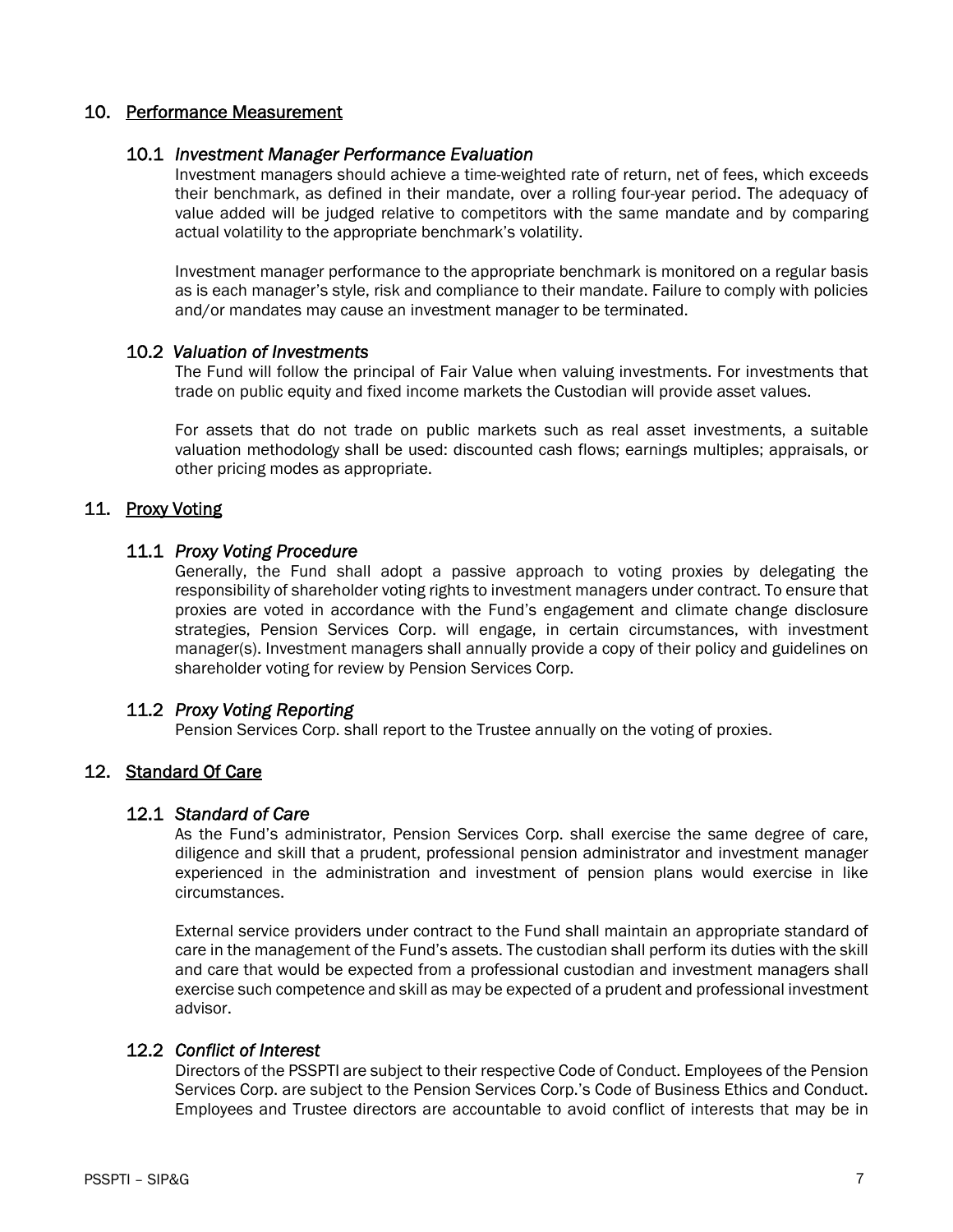## 10. Performance Measurement

### 10.1 *Investment Manager Performance Evaluation*

Investment managers should achieve a time-weighted rate of return, net of fees, which exceeds their benchmark, as defined in their mandate, over a rolling four-year period. The adequacy of value added will be judged relative to competitors with the same mandate and by comparing actual volatility to the appropriate benchmark's volatility.

Investment manager performance to the appropriate benchmark is monitored on a regular basis as is each manager's style, risk and compliance to their mandate. Failure to comply with policies and/or mandates may cause an investment manager to be terminated.

### 10.2 *Valuation of Investments*

The Fund will follow the principal of Fair Value when valuing investments. For investments that trade on public equity and fixed income markets the Custodian will provide asset values.

For assets that do not trade on public markets such as real asset investments, a suitable valuation methodology shall be used: discounted cash flows; earnings multiples; appraisals, or other pricing modes as appropriate.

## 11. Proxy Voting

### 11.1 *Proxy Voting Procedure*

Generally, the Fund shall adopt a passive approach to voting proxies by delegating the responsibility of shareholder voting rights to investment managers under contract. To ensure that proxies are voted in accordance with the Fund's engagement and climate change disclosure strategies, Pension Services Corp. will engage, in certain circumstances, with investment manager(s). Investment managers shall annually provide a copy of their policy and guidelines on shareholder voting for review by Pension Services Corp.

### 11.2 *Proxy Voting Reporting*

Pension Services Corp. shall report to the Trustee annually on the voting of proxies.

## 12. Standard Of Care

### 12.1 *Standard of Care*

As the Fund's administrator, Pension Services Corp. shall exercise the same degree of care, diligence and skill that a prudent, professional pension administrator and investment manager experienced in the administration and investment of pension plans would exercise in like circumstances.

External service providers under contract to the Fund shall maintain an appropriate standard of care in the management of the Fund's assets. The custodian shall perform its duties with the skill and care that would be expected from a professional custodian and investment managers shall exercise such competence and skill as may be expected of a prudent and professional investment advisor.

### 12.2 *Conflict of Interest*

Directors of the PSSPTI are subject to their respective Code of Conduct. Employees of the Pension Services Corp. are subject to the Pension Services Corp.'s Code of Business Ethics and Conduct. Employees and Trustee directors are accountable to avoid conflict of interests that may be in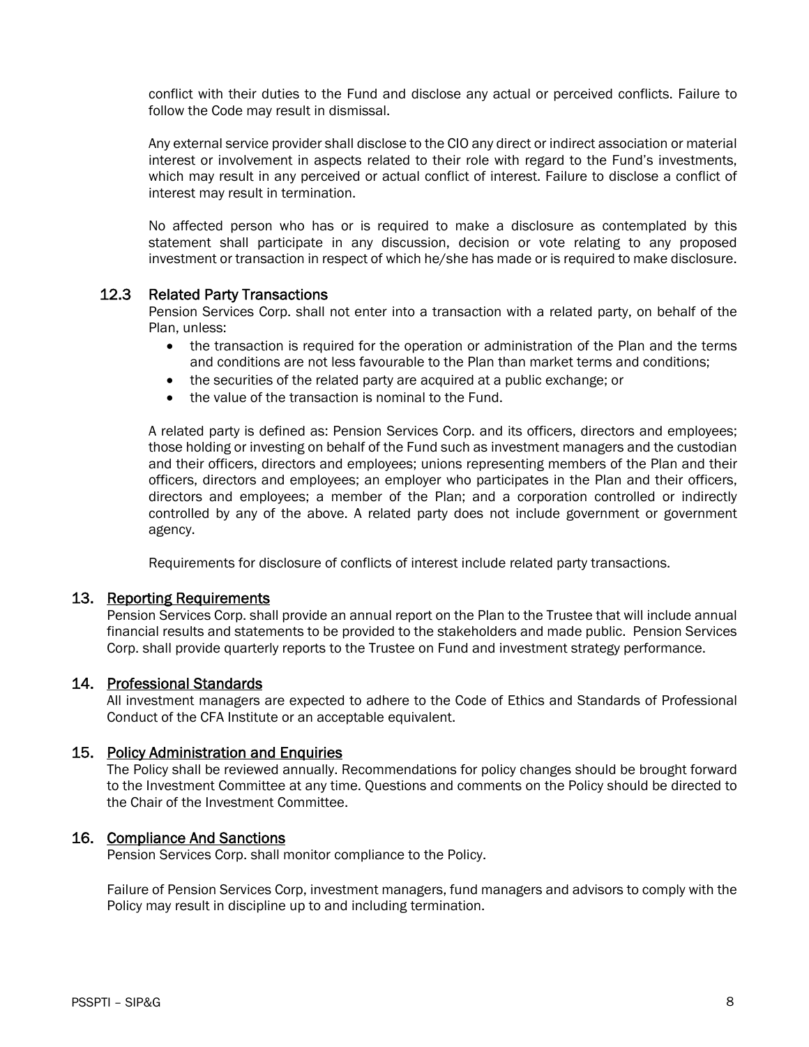conflict with their duties to the Fund and disclose any actual or perceived conflicts. Failure to follow the Code may result in dismissal.

Any external service provider shall disclose to the CIO any direct or indirect association or material interest or involvement in aspects related to their role with regard to the Fund's investments, which may result in any perceived or actual conflict of interest. Failure to disclose a conflict of interest may result in termination.

No affected person who has or is required to make a disclosure as contemplated by this statement shall participate in any discussion, decision or vote relating to any proposed investment or transaction in respect of which he/she has made or is required to make disclosure.

### 12.3 Related Party Transactions

Pension Services Corp. shall not enter into a transaction with a related party, on behalf of the Plan, unless:

- the transaction is required for the operation or administration of the Plan and the terms and conditions are not less favourable to the Plan than market terms and conditions;
- the securities of the related party are acquired at a public exchange; or
- the value of the transaction is nominal to the Fund.

A related party is defined as: Pension Services Corp. and its officers, directors and employees; those holding or investing on behalf of the Fund such as investment managers and the custodian and their officers, directors and employees; unions representing members of the Plan and their officers, directors and employees; an employer who participates in the Plan and their officers, directors and employees; a member of the Plan; and a corporation controlled or indirectly controlled by any of the above. A related party does not include government or government agency.

Requirements for disclosure of conflicts of interest include related party transactions.

## 13. Reporting Requirements

Pension Services Corp. shall provide an annual report on the Plan to the Trustee that will include annual financial results and statements to be provided to the stakeholders and made public. Pension Services Corp. shall provide quarterly reports to the Trustee on Fund and investment strategy performance.

## 14. Professional Standards

All investment managers are expected to adhere to the Code of Ethics and Standards of Professional Conduct of the CFA Institute or an acceptable equivalent.

## 15. Policy Administration and Enquiries

The Policy shall be reviewed annually. Recommendations for policy changes should be brought forward to the Investment Committee at any time. Questions and comments on the Policy should be directed to the Chair of the Investment Committee.

## 16. Compliance And Sanctions

Pension Services Corp. shall monitor compliance to the Policy.

Failure of Pension Services Corp, investment managers, fund managers and advisors to comply with the Policy may result in discipline up to and including termination.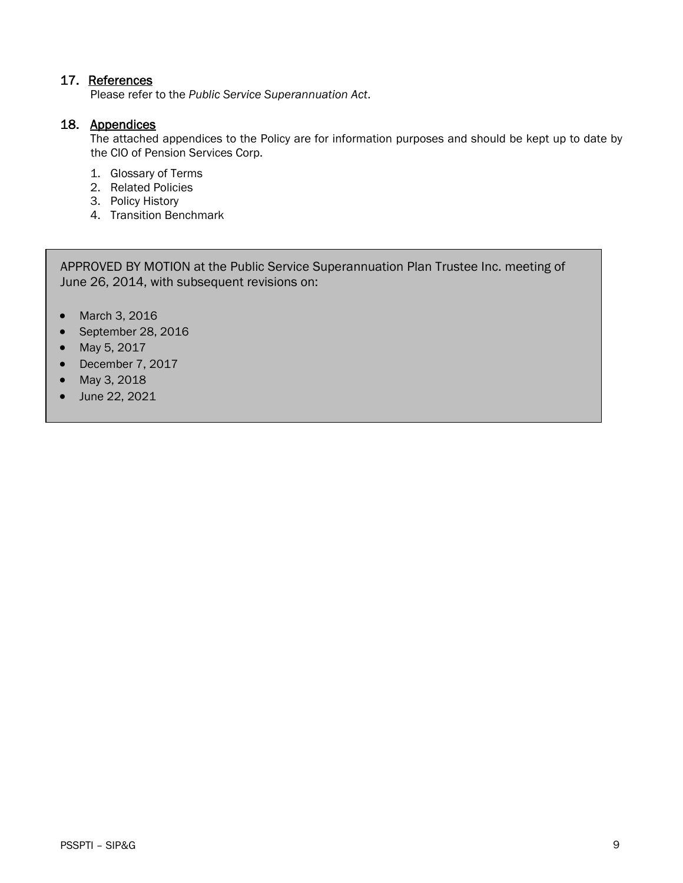## 17. References

Please refer to the *Public Service Superannuation Act*.

## 18. Appendices

The attached appendices to the Policy are for information purposes and should be kept up to date by the CIO of Pension Services Corp.

1. Glossary of Terms
2. Related Policies
3. Policy History
4. Transition Benchmark

APPROVED BY MOTION at the Public Service Superannuation Plan Trustee Inc. meeting of June 26, 2014, with subsequent revisions on:

- March 3, 2016
- September 28, 2016
- May 5, 2017
- December 7, 2017
- May 3, 2018
- June 22, 2021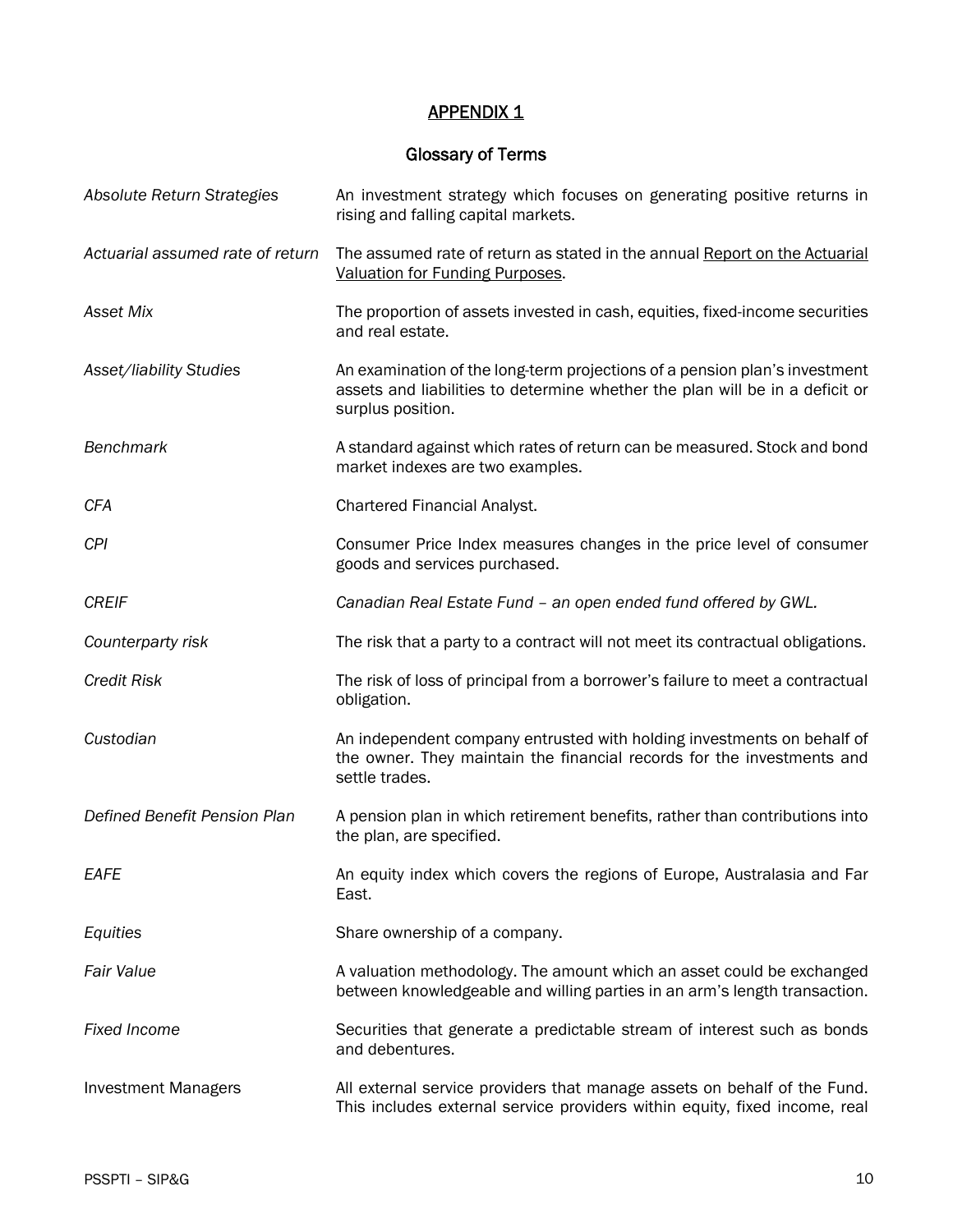# APPENDIX 1

## Glossary of Terms

| | |
|---|---|
| *Absolute Return Strategies* | An investment strategy which focuses on generating positive returns in rising and falling capital markets. |
| *Actuarial assumed rate of return* | The assumed rate of return as stated in the annual Report on the Actuarial Valuation for Funding Purposes. |
| *Asset Mix* | The proportion of assets invested in cash, equities, fixed-income securities and real estate. |
| *Asset/liability Studies* | An examination of the long-term projections of a pension plan's investment assets and liabilities to determine whether the plan will be in a deficit or surplus position. |
| *Benchmark* | A standard against which rates of return can be measured. Stock and bond market indexes are two examples. |
| *CFA* | Chartered Financial Analyst. |
| *CPI* | Consumer Price Index measures changes in the price level of consumer goods and services purchased. |
| *CREIF* | *Canadian Real Estate Fund – an open ended fund offered by GWL.* |
| *Counterparty risk* | The risk that a party to a contract will not meet its contractual obligations. |
| *Credit Risk* | The risk of loss of principal from a borrower's failure to meet a contractual obligation. |
| *Custodian* | An independent company entrusted with holding investments on behalf of the owner. They maintain the financial records for the investments and settle trades. |
| *Defined Benefit Pension Plan* | A pension plan in which retirement benefits, rather than contributions into the plan, are specified. |
| *EAFE* | An equity index which covers the regions of Europe, Australasia and Far East. |
| *Equities* | Share ownership of a company. |
| *Fair Value* | A valuation methodology. The amount which an asset could be exchanged between knowledgeable and willing parties in an arm's length transaction. |
| *Fixed Income* | Securities that generate a predictable stream of interest such as bonds and debentures. |
| Investment Managers | All external service providers that manage assets on behalf of the Fund. This includes external service providers within equity, fixed income, real |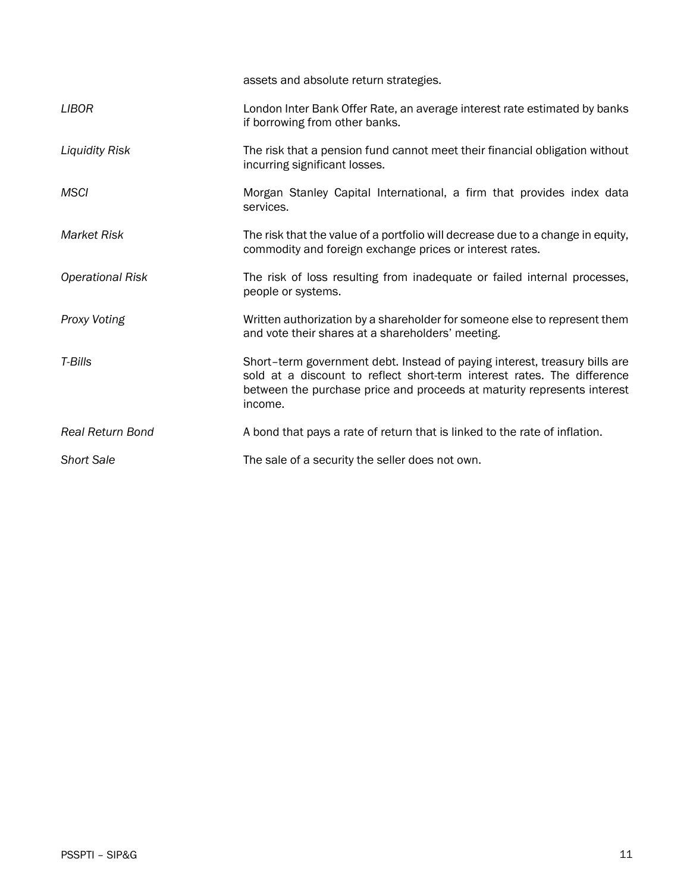| | |
|---|---|
| | assets and absolute return strategies. |
| *LIBOR* | London Inter Bank Offer Rate, an average interest rate estimated by banks if borrowing from other banks. |
| *Liquidity Risk* | The risk that a pension fund cannot meet their financial obligation without incurring significant losses. |
| *MSCI* | Morgan Stanley Capital International, a firm that provides index data services. |
| *Market Risk* | The risk that the value of a portfolio will decrease due to a change in equity, commodity and foreign exchange prices or interest rates. |
| *Operational Risk* | The risk of loss resulting from inadequate or failed internal processes, people or systems. |
| *Proxy Voting* | Written authorization by a shareholder for someone else to represent them and vote their shares at a shareholders' meeting. |
| *T-Bills* | Short–term government debt. Instead of paying interest, treasury bills are sold at a discount to reflect short-term interest rates. The difference between the purchase price and proceeds at maturity represents interest income. |
| *Real Return Bond* | A bond that pays a rate of return that is linked to the rate of inflation. |
| *Short Sale* | The sale of a security the seller does not own. |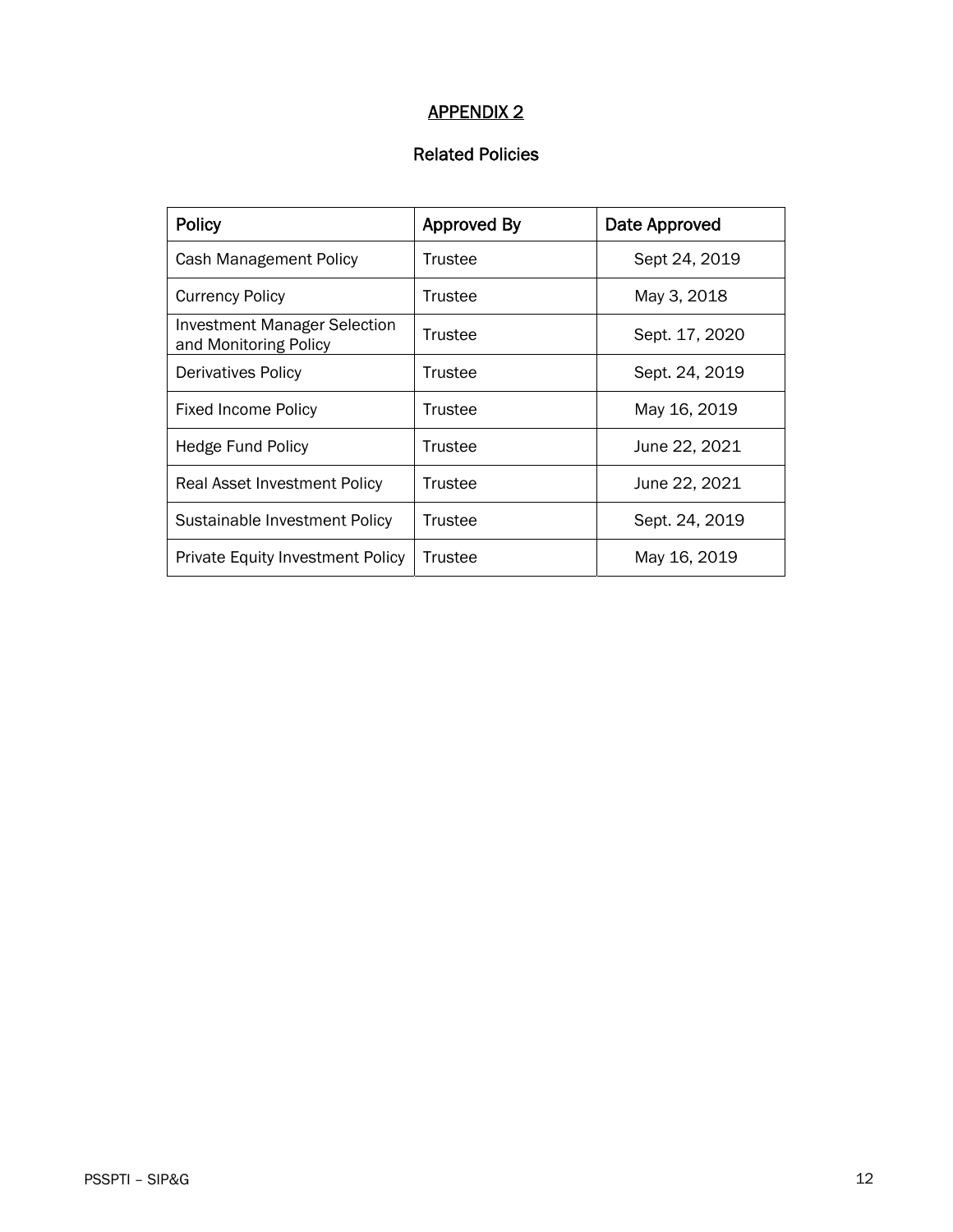## APPENDIX 2

### Related Policies

| Policy | Approved By | Date Approved |
| --- | --- | --- |
| Cash Management Policy | Trustee | Sept 24, 2019 |
| Currency Policy | Trustee | May 3, 2018 |
| Investment Manager Selection and Monitoring Policy | Trustee | Sept. 17, 2020 |
| Derivatives Policy | Trustee | Sept. 24, 2019 |
| Fixed Income Policy | Trustee | May 16, 2019 |
| Hedge Fund Policy | Trustee | June 22, 2021 |
| Real Asset Investment Policy | Trustee | June 22, 2021 |
| Sustainable Investment Policy | Trustee | Sept. 24, 2019 |
| Private Equity Investment Policy | Trustee | May 16, 2019 |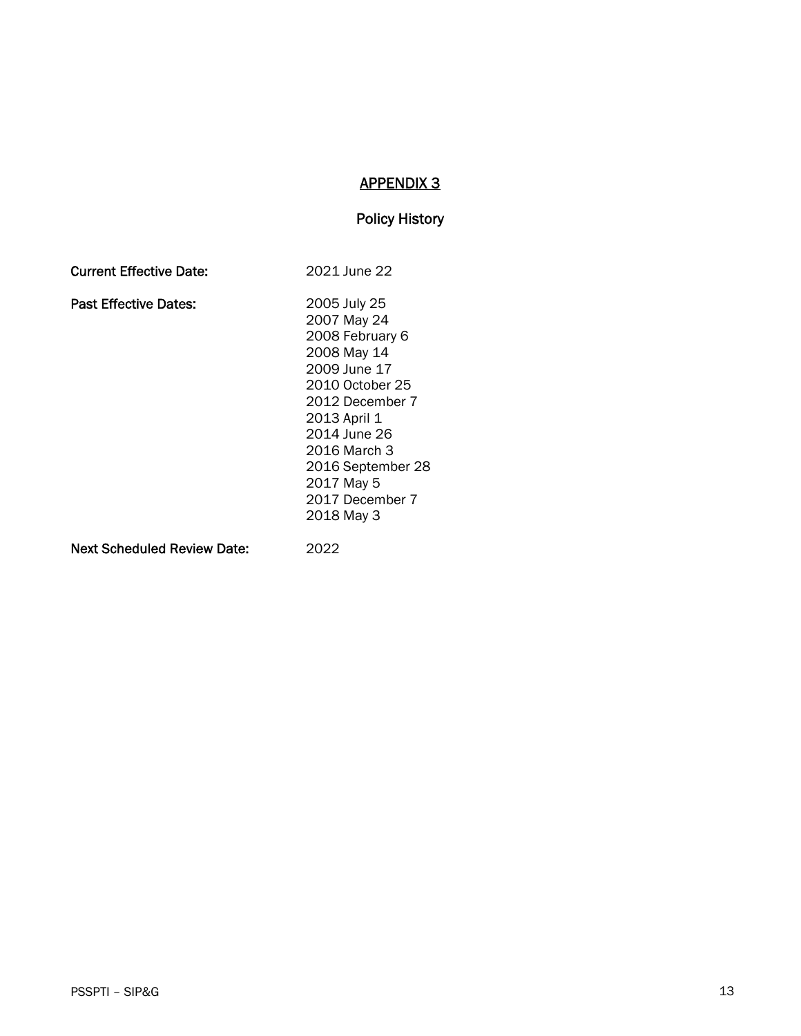## APPENDIX 3

### Policy History

**Current Effective Date:** 2021 June 22

**Past Effective Dates:**
2005 July 25
2007 May 24
2008 February 6
2008 May 14
2009 June 17
2010 October 25
2012 December 7
2013 April 1
2014 June 26
2016 March 3
2016 September 28
2017 May 5
2017 December 7
2018 May 3

**Next Scheduled Review Date:** 2022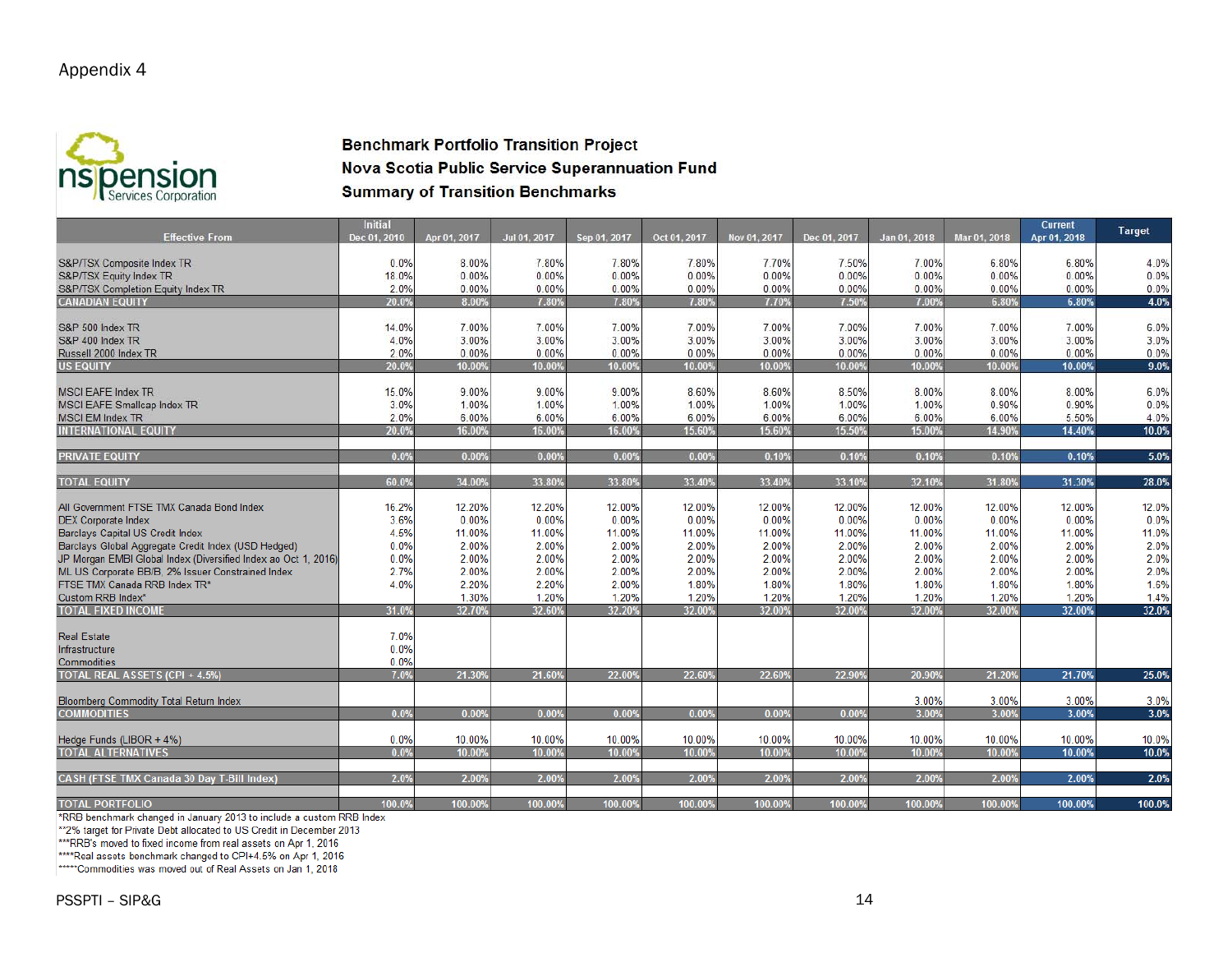Appendix 4

**Benchmark Portfolio Transition Project**
**Nova Scotia Public Service Superannuation Fund**
**Summary of Transition Benchmarks**

| Effective From | Initial Dec 01, 2010 | Apr 01, 2017 | Jul 01, 2017 | Sep 01, 2017 | Oct 01, 2017 | Nov 01, 2017 | Dec 01, 2017 | Jan 01, 2018 | Mar 01, 2018 | Current Apr 01, 2018 | Target |
|---|---|---|---|---|---|---|---|---|---|---|---|
| S&P/TSX Composite Index TR | 0.0% | 8.00% | 7.80% | 7.80% | 7.80% | 7.70% | 7.50% | 7.00% | 6.80% | 6.80% | 4.0% |
| S&P/TSX Equity Index TR | 18.0% | 0.00% | 0.00% | 0.00% | 0.00% | 0.00% | 0.00% | 0.00% | 0.00% | 0.00% | 0.0% |
| S&P/TSX Completion Equity Index TR | 2.0% | 0.00% | 0.00% | 0.00% | 0.00% | 0.00% | 0.00% | 0.00% | 0.00% | 0.00% | 0.0% |
| **CANADIAN EQUITY** | **20.0%** | **8.00%** | **7.80%** | **7.80%** | **7.80%** | **7.70%** | **7.50%** | **7.00%** | **6.80%** | **6.80%** | **4.0%** |
| S&P 500 Index TR | 14.0% | 7.00% | 7.00% | 7.00% | 7.00% | 7.00% | 7.00% | 7.00% | 7.00% | 7.00% | 6.0% |
| S&P 400 Index TR | 4.0% | 3.00% | 3.00% | 3.00% | 3.00% | 3.00% | 3.00% | 3.00% | 3.00% | 3.00% | 3.0% |
| Russell 2000 Index TR | 2.0% | 0.00% | 0.00% | 0.00% | 0.00% | 0.00% | 0.00% | 0.00% | 0.00% | 0.00% | 0.0% |
| **US EQUITY** | **20.0%** | **10.00%** | **10.00%** | **10.00%** | **10.00%** | **10.00%** | **10.00%** | **10.00%** | **10.00%** | **10.00%** | **9.0%** |
| MSCI EAFE Index TR | 15.0% | 9.00% | 9.00% | 9.00% | 8.60% | 8.60% | 8.50% | 8.00% | 8.00% | 8.00% | 6.0% |
| MSCI EAFE Smallcap Index TR | 3.0% | 1.00% | 1.00% | 1.00% | 1.00% | 1.00% | 1.00% | 1.00% | 0.90% | 0.90% | 0.0% |
| MSCI EM Index TR | 2.0% | 6.00% | 6.00% | 6.00% | 6.00% | 6.00% | 6.00% | 6.00% | 6.00% | 5.50% | 4.0% |
| **INTERNATIONAL EQUITY** | **20.0%** | **16.00%** | **16.00%** | **16.00%** | **15.60%** | **15.60%** | **15.50%** | **15.00%** | **14.90%** | **14.40%** | **10.0%** |
| **PRIVATE EQUITY** | **0.0%** | **0.00%** | **0.00%** | **0.00%** | **0.00%** | **0.10%** | **0.10%** | **0.10%** | **0.10%** | **0.10%** | **5.0%** |
| **TOTAL EQUITY** | **60.0%** | **34.00%** | **33.80%** | **33.80%** | **33.40%** | **33.40%** | **33.10%** | **32.10%** | **31.80%** | **31.30%** | **28.0%** |
| All Government FTSE TMX Canada Bond Index | 16.2% | 12.20% | 12.20% | 12.00% | 12.00% | 12.00% | 12.00% | 12.00% | 12.00% | 12.00% | 12.0% |
| DEX Corporate Index | 3.6% | 0.00% | 0.00% | 0.00% | 0.00% | 0.00% | 0.00% | 0.00% | 0.00% | 0.00% | 0.0% |
| Barclays Capital US Credit Index | 4.5% | 11.00% | 11.00% | 11.00% | 11.00% | 11.00% | 11.00% | 11.00% | 11.00% | 11.00% | 11.0% |
| Barclays Global Aggregate Credit Index (USD Hedged) | 0.0% | 2.00% | 2.00% | 2.00% | 2.00% | 2.00% | 2.00% | 2.00% | 2.00% | 2.00% | 2.0% |
| JP Morgan EMBI Global Index (Diversified Index as Oct 1, 2016) | 0.0% | 2.00% | 2.00% | 2.00% | 2.00% | 2.00% | 2.00% | 2.00% | 2.00% | 2.00% | 2.0% |
| ML US Corporate BB/B, 2% Issuer Constrained Index | 2.7% | 2.00% | 2.00% | 2.00% | 2.00% | 2.00% | 2.00% | 2.00% | 2.00% | 2.00% | 2.0% |
| FTSE TMX Canada RRB Index TR* | 4.0% | 2.20% | 2.20% | 2.00% | 1.80% | 1.80% | 1.80% | 1.80% | 1.80% | 1.80% | 1.6% |
| Custom RRB Index* | | 1.30% | 1.20% | 1.20% | 1.20% | 1.20% | 1.20% | 1.20% | 1.20% | 1.20% | 1.4% |
| **TOTAL FIXED INCOME** | **31.0%** | **32.70%** | **32.60%** | **32.20%** | **32.00%** | **32.00%** | **32.00%** | **32.00%** | **32.00%** | **32.00%** | **32.0%** |
| Real Estate | 7.0% | | | | | | | | | | |
| Infrastructure | 0.0% | | | | | | | | | | |
| Commodities | 0.0% | | | | | | | | | | |
| **TOTAL REAL ASSETS (CPI + 4.5%)** | **7.0%** | **21.30%** | **21.60%** | **22.00%** | **22.60%** | **22.60%** | **22.90%** | **20.90%** | **21.20%** | **21.70%** | **25.0%** |
| Bloomberg Commodity Total Return Index | | | | | | | | 3.00% | 3.00% | 3.00% | 3.0% |
| **COMMODITIES** | **0.0%** | **0.00%** | **0.00%** | **0.00%** | **0.00%** | **0.00%** | **0.00%** | **3.00%** | **3.00%** | **3.00%** | **3.0%** |
| Hedge Funds (LIBOR + 4%) | 0.0% | 10.00% | 10.00% | 10.00% | 10.00% | 10.00% | 10.00% | 10.00% | 10.00% | 10.00% | 10.0% |
| **TOTAL ALTERNATIVES** | **0.0%** | **10.00%** | **10.00%** | **10.00%** | **10.00%** | **10.00%** | **10.00%** | **10.00%** | **10.00%** | **10.00%** | **10.0%** |
| **CASH (FTSE TMX Canada 30 Day T-Bill Index)** | **2.0%** | **2.00%** | **2.00%** | **2.00%** | **2.00%** | **2.00%** | **2.00%** | **2.00%** | **2.00%** | **2.00%** | **2.0%** |
| **TOTAL PORTFOLIO** | **100.0%** | **100.00%** | **100.00%** | **100.00%** | **100.00%** | **100.00%** | **100.00%** | **100.00%** | **100.00%** | **100.00%** | **100.0%** |

*RRB benchmark changed in January 2013 to include a custom RRB Index
**2% target for Private Debt allocated to US Credit in December 2013
***RRB's moved to fixed income from real assets on Apr 1, 2016
****Real assets benchmark changed to CPI+4.5% on Apr 1, 2016
*****Commodities was moved out of Real Assets on Jan 1, 2018